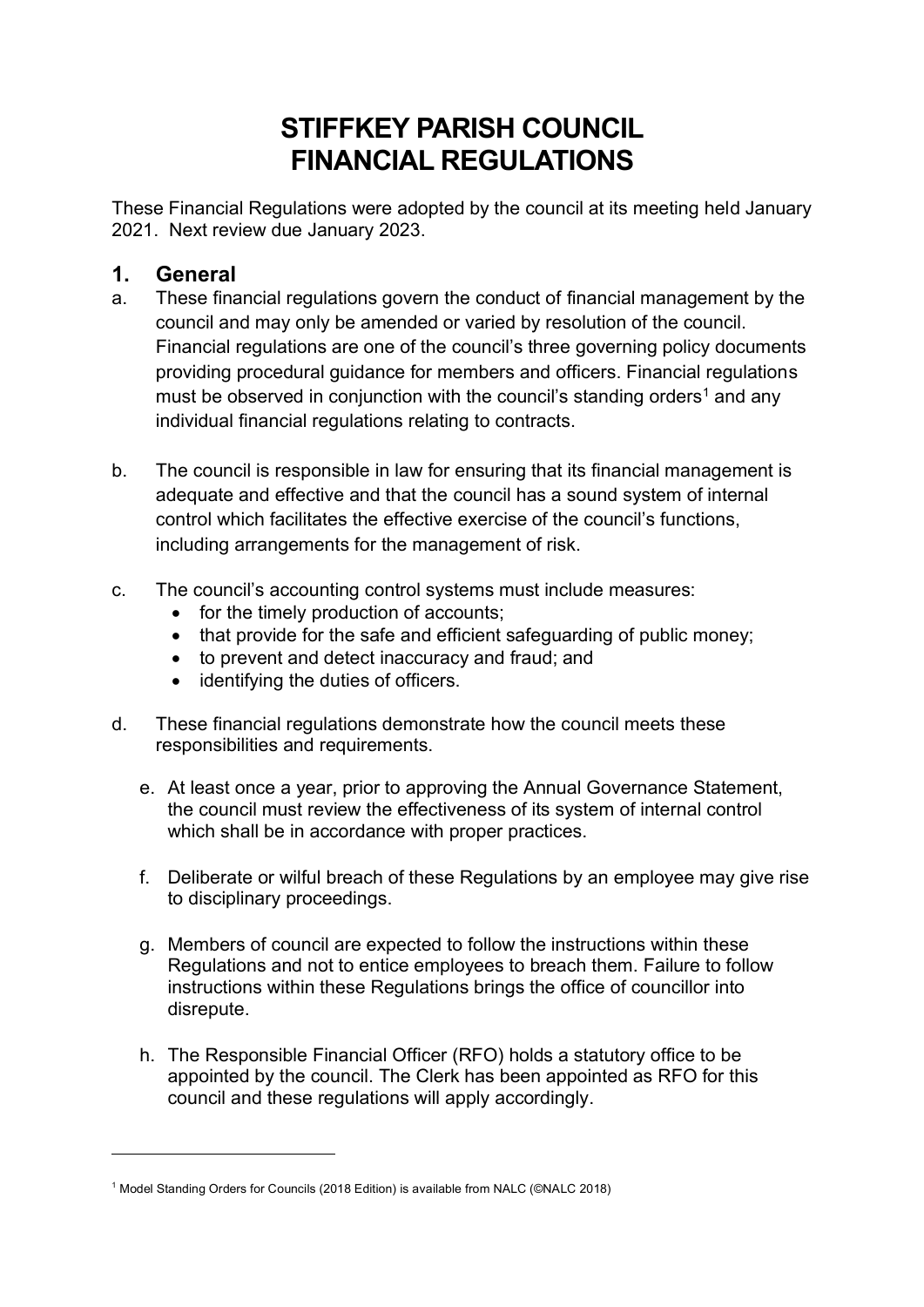# STIFFKEY PARISH COUNCIL
# FINANCIAL REGULATIONS

These Financial Regulations were adopted by the council at its meeting held January 2021. Next review due January 2023.

## 1. General

a. These financial regulations govern the conduct of financial management by the council and may only be amended or varied by resolution of the council. Financial regulations are one of the council's three governing policy documents providing procedural guidance for members and officers. Financial regulations must be observed in conjunction with the council's standing orders[1] and any individual financial regulations relating to contracts.

b. The council is responsible in law for ensuring that its financial management is adequate and effective and that the council has a sound system of internal control which facilitates the effective exercise of the council's functions, including arrangements for the management of risk.

c. The council's accounting control systems must include measures:
   - for the timely production of accounts;
   - that provide for the safe and efficient safeguarding of public money;
   - to prevent and detect inaccuracy and fraud; and
   - identifying the duties of officers.

d. These financial regulations demonstrate how the council meets these responsibilities and requirements.

e. At least once a year, prior to approving the Annual Governance Statement, the council must review the effectiveness of its system of internal control which shall be in accordance with proper practices.

f. Deliberate or wilful breach of these Regulations by an employee may give rise to disciplinary proceedings.

g. Members of council are expected to follow the instructions within these Regulations and not to entice employees to breach them. Failure to follow instructions within these Regulations brings the office of councillor into disrepute.

h. The Responsible Financial Officer (RFO) holds a statutory office to be appointed by the council. The Clerk has been appointed as RFO for this council and these regulations will apply accordingly.

---

[1] Model Standing Orders for Councils (2018 Edition) is available from NALC (©NALC 2018)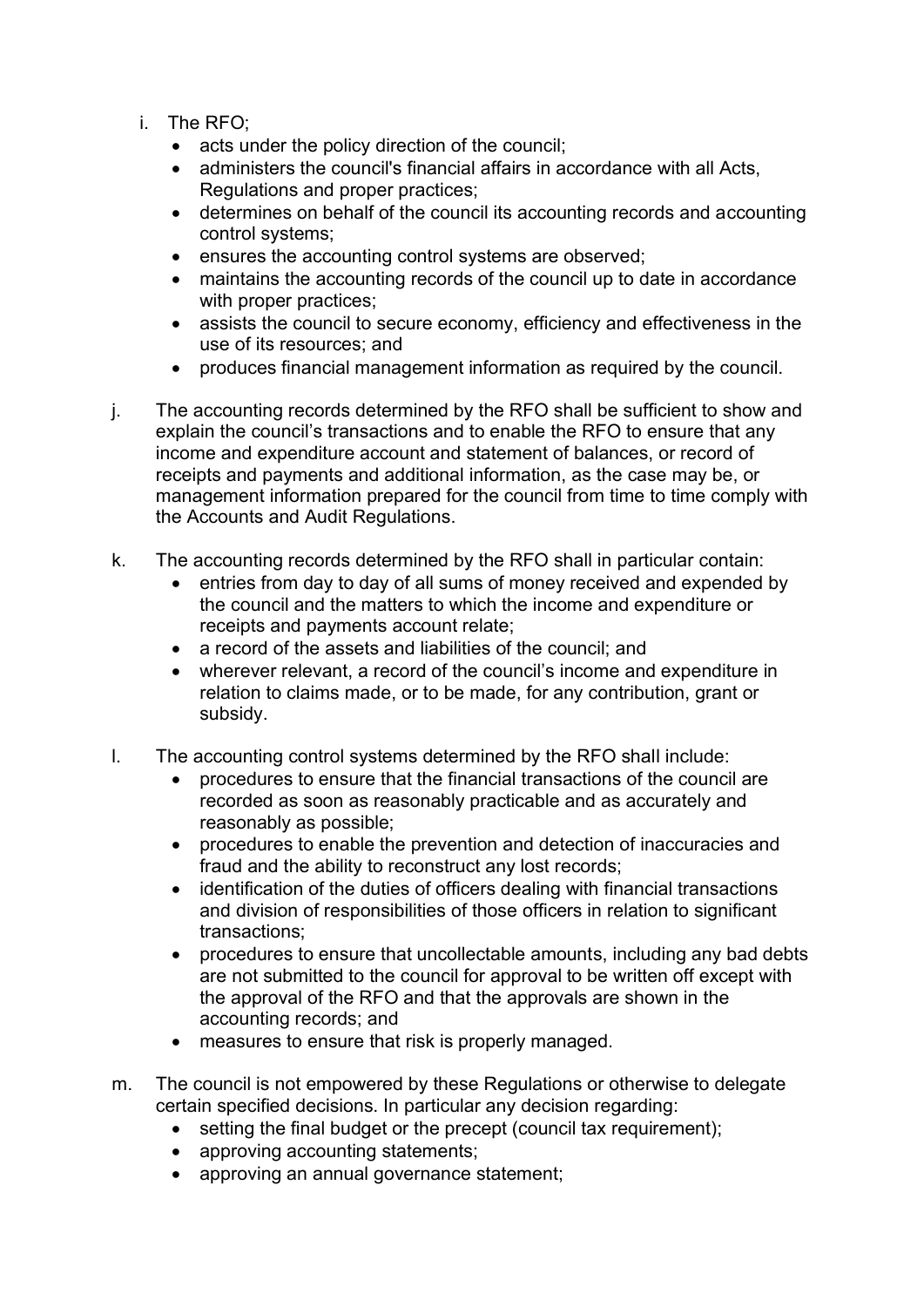i. The RFO;
   - acts under the policy direction of the council;
   - administers the council's financial affairs in accordance with all Acts, Regulations and proper practices;
   - determines on behalf of the council its accounting records and accounting control systems;
   - ensures the accounting control systems are observed;
   - maintains the accounting records of the council up to date in accordance with proper practices;
   - assists the council to secure economy, efficiency and effectiveness in the use of its resources; and
   - produces financial management information as required by the council.

j. The accounting records determined by the RFO shall be sufficient to show and explain the council's transactions and to enable the RFO to ensure that any income and expenditure account and statement of balances, or record of receipts and payments and additional information, as the case may be, or management information prepared for the council from time to time comply with the Accounts and Audit Regulations.

k. The accounting records determined by the RFO shall in particular contain:
   - entries from day to day of all sums of money received and expended by the council and the matters to which the income and expenditure or receipts and payments account relate;
   - a record of the assets and liabilities of the council; and
   - wherever relevant, a record of the council's income and expenditure in relation to claims made, or to be made, for any contribution, grant or subsidy.

l. The accounting control systems determined by the RFO shall include:
   - procedures to ensure that the financial transactions of the council are recorded as soon as reasonably practicable and as accurately and reasonably as possible;
   - procedures to enable the prevention and detection of inaccuracies and fraud and the ability to reconstruct any lost records;
   - identification of the duties of officers dealing with financial transactions and division of responsibilities of those officers in relation to significant transactions;
   - procedures to ensure that uncollectable amounts, including any bad debts are not submitted to the council for approval to be written off except with the approval of the RFO and that the approvals are shown in the accounting records; and
   - measures to ensure that risk is properly managed.

m. The council is not empowered by these Regulations or otherwise to delegate certain specified decisions. In particular any decision regarding:
   - setting the final budget or the precept (council tax requirement);
   - approving accounting statements;
   - approving an annual governance statement;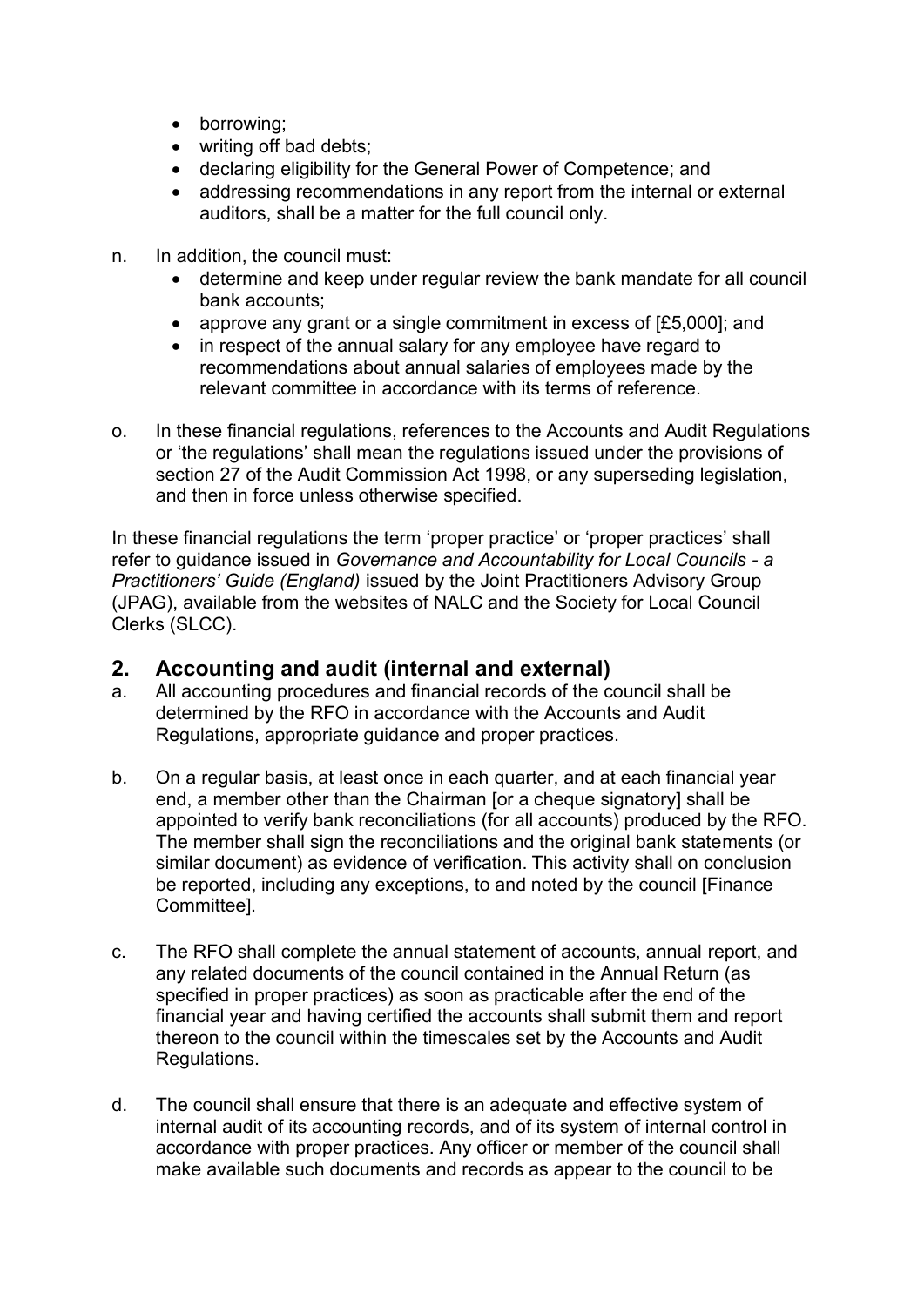- borrowing;
- writing off bad debts;
- declaring eligibility for the General Power of Competence; and
- addressing recommendations in any report from the internal or external auditors, shall be a matter for the full council only.

n. In addition, the council must:
   - determine and keep under regular review the bank mandate for all council bank accounts;
   - approve any grant or a single commitment in excess of [£5,000]; and
   - in respect of the annual salary for any employee have regard to recommendations about annual salaries of employees made by the relevant committee in accordance with its terms of reference.

o. In these financial regulations, references to the Accounts and Audit Regulations or 'the regulations' shall mean the regulations issued under the provisions of section 27 of the Audit Commission Act 1998, or any superseding legislation, and then in force unless otherwise specified.

In these financial regulations the term 'proper practice' or 'proper practices' shall refer to guidance issued in *Governance and Accountability for Local Councils - a Practitioners' Guide (England)* issued by the Joint Practitioners Advisory Group (JPAG), available from the websites of NALC and the Society for Local Council Clerks (SLCC).

## 2. Accounting and audit (internal and external)

a. All accounting procedures and financial records of the council shall be determined by the RFO in accordance with the Accounts and Audit Regulations, appropriate guidance and proper practices.

b. On a regular basis, at least once in each quarter, and at each financial year end, a member other than the Chairman [or a cheque signatory] shall be appointed to verify bank reconciliations (for all accounts) produced by the RFO. The member shall sign the reconciliations and the original bank statements (or similar document) as evidence of verification. This activity shall on conclusion be reported, including any exceptions, to and noted by the council [Finance Committee].

c. The RFO shall complete the annual statement of accounts, annual report, and any related documents of the council contained in the Annual Return (as specified in proper practices) as soon as practicable after the end of the financial year and having certified the accounts shall submit them and report thereon to the council within the timescales set by the Accounts and Audit Regulations.

d. The council shall ensure that there is an adequate and effective system of internal audit of its accounting records, and of its system of internal control in accordance with proper practices. Any officer or member of the council shall make available such documents and records as appear to the council to be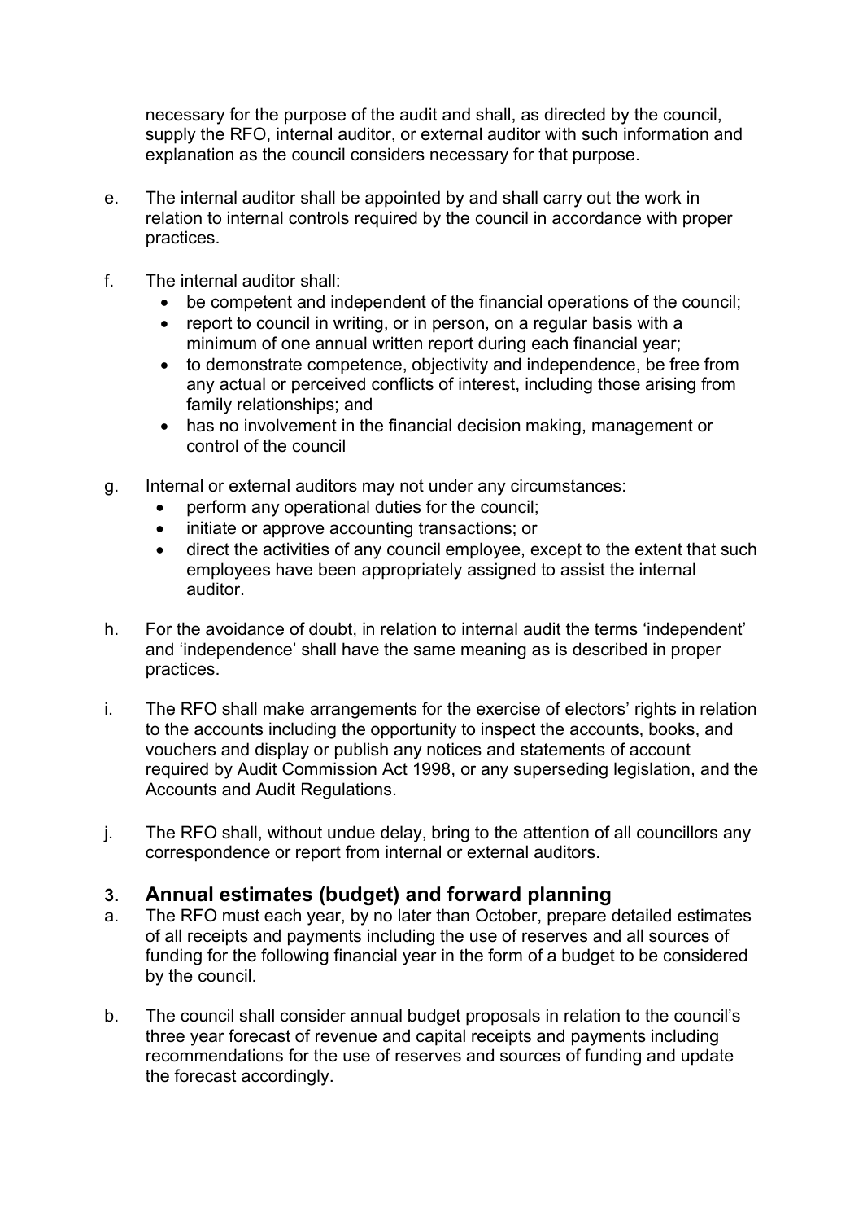necessary for the purpose of the audit and shall, as directed by the council, supply the RFO, internal auditor, or external auditor with such information and explanation as the council considers necessary for that purpose.

e. The internal auditor shall be appointed by and shall carry out the work in relation to internal controls required by the council in accordance with proper practices.

f. The internal auditor shall:
   - be competent and independent of the financial operations of the council;
   - report to council in writing, or in person, on a regular basis with a minimum of one annual written report during each financial year;
   - to demonstrate competence, objectivity and independence, be free from any actual or perceived conflicts of interest, including those arising from family relationships; and
   - has no involvement in the financial decision making, management or control of the council

g. Internal or external auditors may not under any circumstances:
   - perform any operational duties for the council;
   - initiate or approve accounting transactions; or
   - direct the activities of any council employee, except to the extent that such employees have been appropriately assigned to assist the internal auditor.

h. For the avoidance of doubt, in relation to internal audit the terms 'independent' and 'independence' shall have the same meaning as is described in proper practices.

i. The RFO shall make arrangements for the exercise of electors' rights in relation to the accounts including the opportunity to inspect the accounts, books, and vouchers and display or publish any notices and statements of account required by Audit Commission Act 1998, or any superseding legislation, and the Accounts and Audit Regulations.

j. The RFO shall, without undue delay, bring to the attention of all councillors any correspondence or report from internal or external auditors.

## 3. Annual estimates (budget) and forward planning

a. The RFO must each year, by no later than October, prepare detailed estimates of all receipts and payments including the use of reserves and all sources of funding for the following financial year in the form of a budget to be considered by the council.

b. The council shall consider annual budget proposals in relation to the council's three year forecast of revenue and capital receipts and payments including recommendations for the use of reserves and sources of funding and update the forecast accordingly.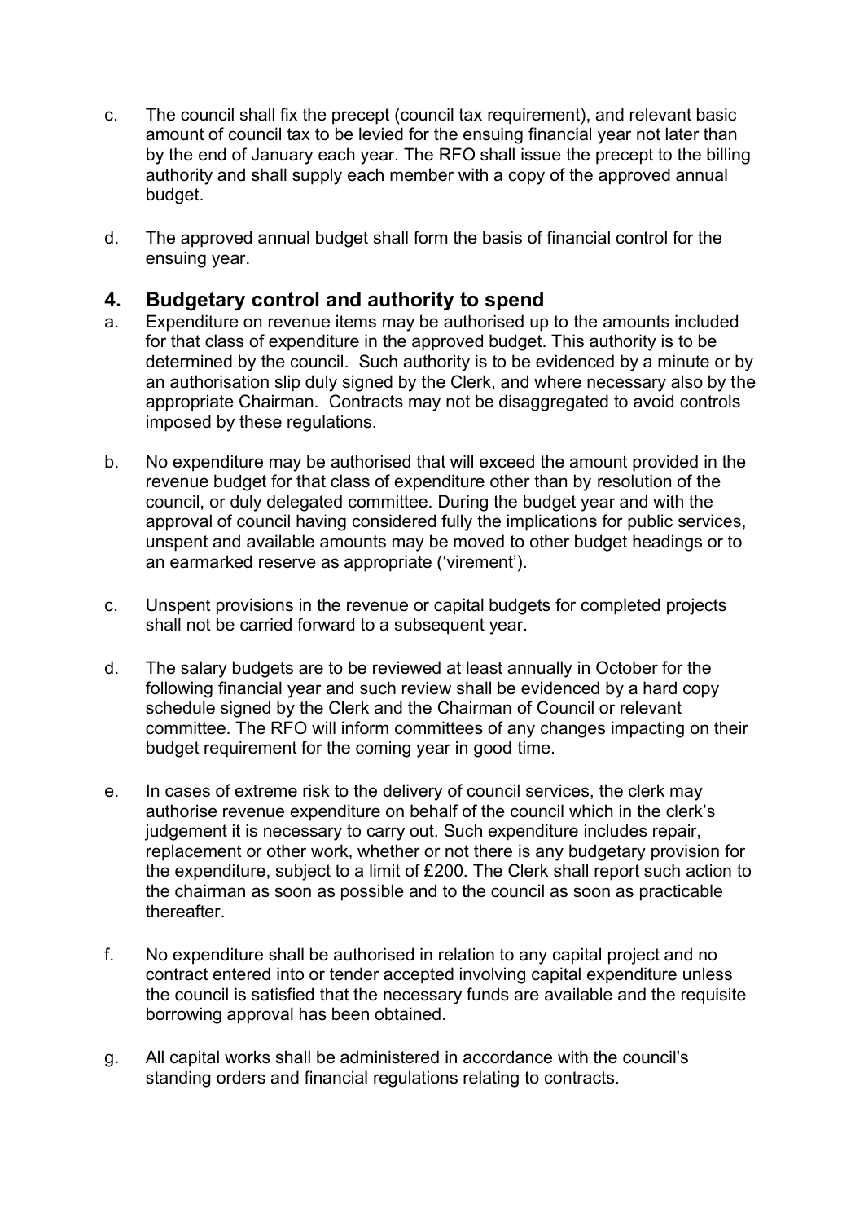c. The council shall fix the precept (council tax requirement), and relevant basic amount of council tax to be levied for the ensuing financial year not later than by the end of January each year. The RFO shall issue the precept to the billing authority and shall supply each member with a copy of the approved annual budget.

d. The approved annual budget shall form the basis of financial control for the ensuing year.

## 4. Budgetary control and authority to spend

a. Expenditure on revenue items may be authorised up to the amounts included for that class of expenditure in the approved budget. This authority is to be determined by the council. Such authority is to be evidenced by a minute or by an authorisation slip duly signed by the Clerk, and where necessary also by the appropriate Chairman. Contracts may not be disaggregated to avoid controls imposed by these regulations.

b. No expenditure may be authorised that will exceed the amount provided in the revenue budget for that class of expenditure other than by resolution of the council, or duly delegated committee. During the budget year and with the approval of council having considered fully the implications for public services, unspent and available amounts may be moved to other budget headings or to an earmarked reserve as appropriate ('virement').

c. Unspent provisions in the revenue or capital budgets for completed projects shall not be carried forward to a subsequent year.

d. The salary budgets are to be reviewed at least annually in October for the following financial year and such review shall be evidenced by a hard copy schedule signed by the Clerk and the Chairman of Council or relevant committee. The RFO will inform committees of any changes impacting on their budget requirement for the coming year in good time.

e. In cases of extreme risk to the delivery of council services, the clerk may authorise revenue expenditure on behalf of the council which in the clerk's judgement it is necessary to carry out. Such expenditure includes repair, replacement or other work, whether or not there is any budgetary provision for the expenditure, subject to a limit of £200. The Clerk shall report such action to the chairman as soon as possible and to the council as soon as practicable thereafter.

f. No expenditure shall be authorised in relation to any capital project and no contract entered into or tender accepted involving capital expenditure unless the council is satisfied that the necessary funds are available and the requisite borrowing approval has been obtained.

g. All capital works shall be administered in accordance with the council's standing orders and financial regulations relating to contracts.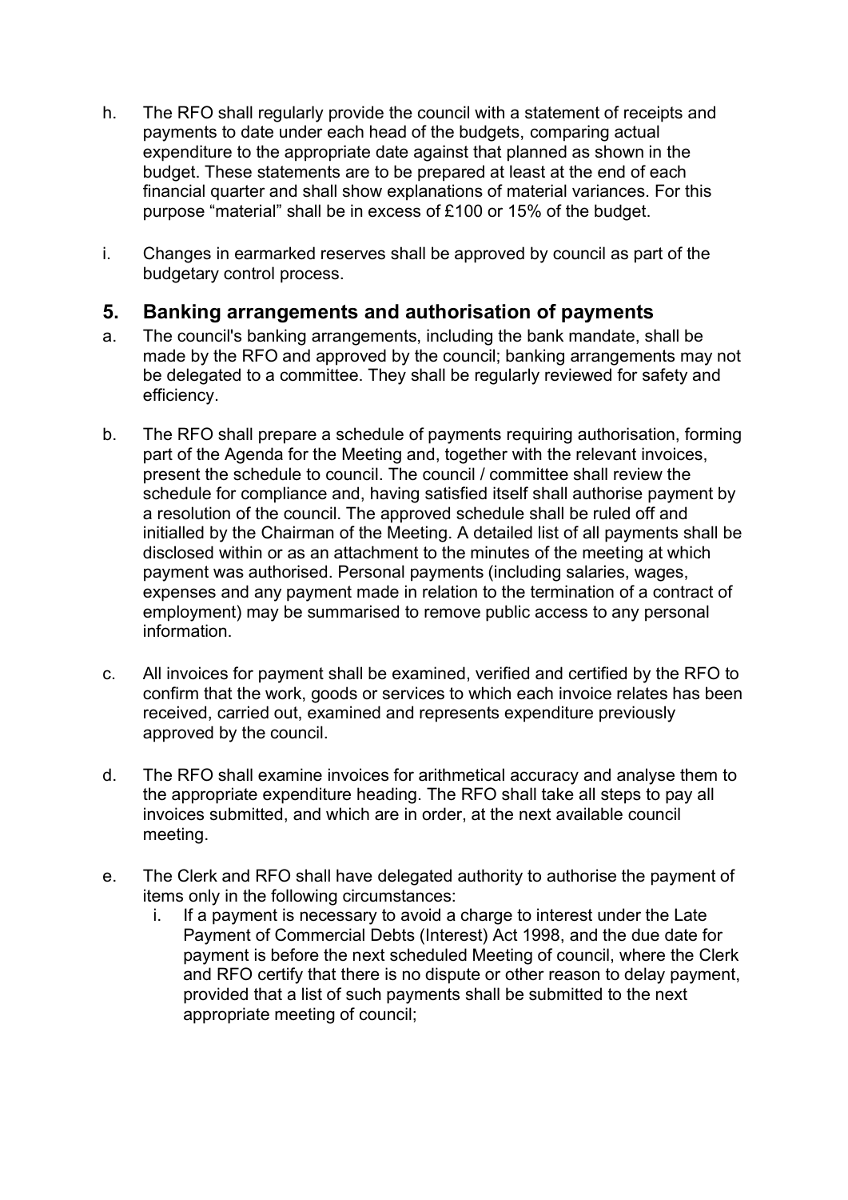h. The RFO shall regularly provide the council with a statement of receipts and payments to date under each head of the budgets, comparing actual expenditure to the appropriate date against that planned as shown in the budget. These statements are to be prepared at least at the end of each financial quarter and shall show explanations of material variances. For this purpose "material" shall be in excess of £100 or 15% of the budget.

i. Changes in earmarked reserves shall be approved by council as part of the budgetary control process.

## 5. Banking arrangements and authorisation of payments

a. The council's banking arrangements, including the bank mandate, shall be made by the RFO and approved by the council; banking arrangements may not be delegated to a committee. They shall be regularly reviewed for safety and efficiency.

b. The RFO shall prepare a schedule of payments requiring authorisation, forming part of the Agenda for the Meeting and, together with the relevant invoices, present the schedule to council. The council / committee shall review the schedule for compliance and, having satisfied itself shall authorise payment by a resolution of the council. The approved schedule shall be ruled off and initialled by the Chairman of the Meeting. A detailed list of all payments shall be disclosed within or as an attachment to the minutes of the meeting at which payment was authorised. Personal payments (including salaries, wages, expenses and any payment made in relation to the termination of a contract of employment) may be summarised to remove public access to any personal information.

c. All invoices for payment shall be examined, verified and certified by the RFO to confirm that the work, goods or services to which each invoice relates has been received, carried out, examined and represents expenditure previously approved by the council.

d. The RFO shall examine invoices for arithmetical accuracy and analyse them to the appropriate expenditure heading. The RFO shall take all steps to pay all invoices submitted, and which are in order, at the next available council meeting.

e. The Clerk and RFO shall have delegated authority to authorise the payment of items only in the following circumstances:

   i. If a payment is necessary to avoid a charge to interest under the Late Payment of Commercial Debts (Interest) Act 1998, and the due date for payment is before the next scheduled Meeting of council, where the Clerk and RFO certify that there is no dispute or other reason to delay payment, provided that a list of such payments shall be submitted to the next appropriate meeting of council;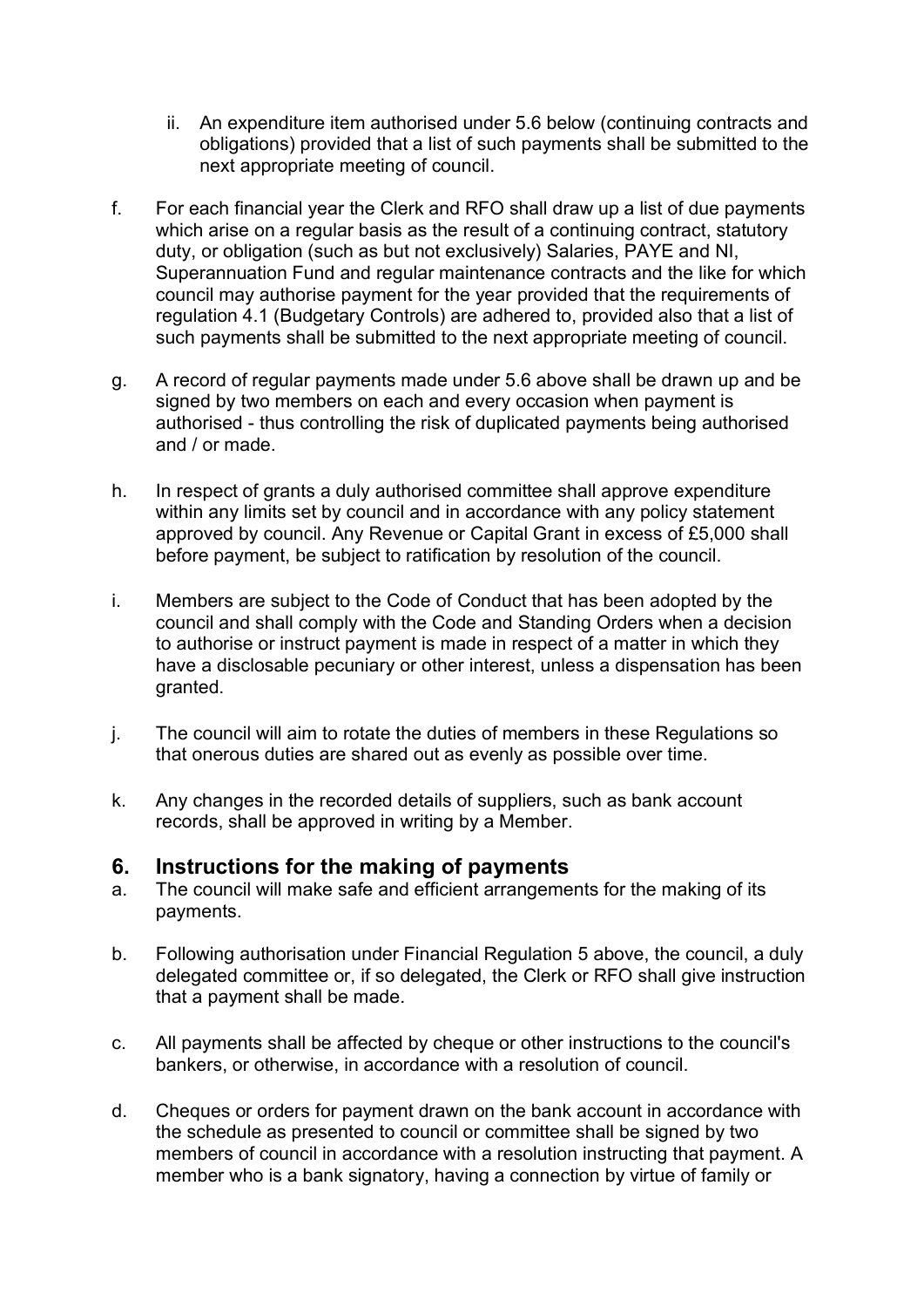ii. An expenditure item authorised under 5.6 below (continuing contracts and obligations) provided that a list of such payments shall be submitted to the next appropriate meeting of council.

f. For each financial year the Clerk and RFO shall draw up a list of due payments which arise on a regular basis as the result of a continuing contract, statutory duty, or obligation (such as but not exclusively) Salaries, PAYE and NI, Superannuation Fund and regular maintenance contracts and the like for which council may authorise payment for the year provided that the requirements of regulation 4.1 (Budgetary Controls) are adhered to, provided also that a list of such payments shall be submitted to the next appropriate meeting of council.

g. A record of regular payments made under 5.6 above shall be drawn up and be signed by two members on each and every occasion when payment is authorised - thus controlling the risk of duplicated payments being authorised and / or made.

h. In respect of grants a duly authorised committee shall approve expenditure within any limits set by council and in accordance with any policy statement approved by council. Any Revenue or Capital Grant in excess of £5,000 shall before payment, be subject to ratification by resolution of the council.

i. Members are subject to the Code of Conduct that has been adopted by the council and shall comply with the Code and Standing Orders when a decision to authorise or instruct payment is made in respect of a matter in which they have a disclosable pecuniary or other interest, unless a dispensation has been granted.

j. The council will aim to rotate the duties of members in these Regulations so that onerous duties are shared out as evenly as possible over time.

k. Any changes in the recorded details of suppliers, such as bank account records, shall be approved in writing by a Member.

## 6. Instructions for the making of payments

a. The council will make safe and efficient arrangements for the making of its payments.

b. Following authorisation under Financial Regulation 5 above, the council, a duly delegated committee or, if so delegated, the Clerk or RFO shall give instruction that a payment shall be made.

c. All payments shall be affected by cheque or other instructions to the council's bankers, or otherwise, in accordance with a resolution of council.

d. Cheques or orders for payment drawn on the bank account in accordance with the schedule as presented to council or committee shall be signed by two members of council in accordance with a resolution instructing that payment. A member who is a bank signatory, having a connection by virtue of family or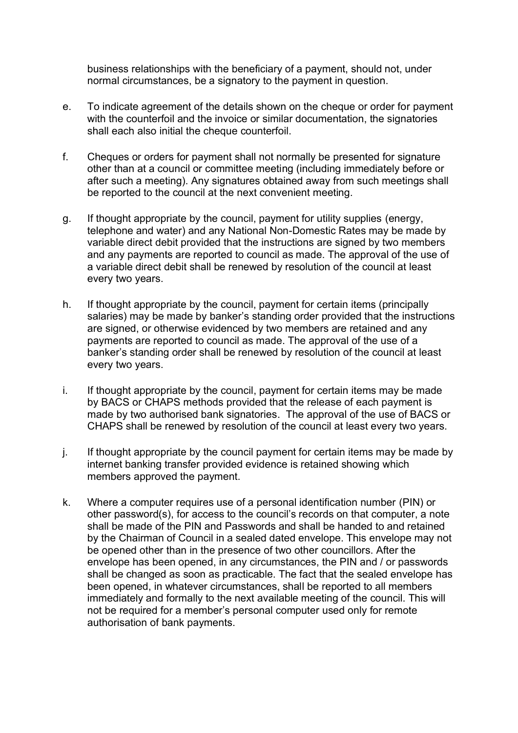business relationships with the beneficiary of a payment, should not, under normal circumstances, be a signatory to the payment in question.

e. To indicate agreement of the details shown on the cheque or order for payment with the counterfoil and the invoice or similar documentation, the signatories shall each also initial the cheque counterfoil.

f. Cheques or orders for payment shall not normally be presented for signature other than at a council or committee meeting (including immediately before or after such a meeting). Any signatures obtained away from such meetings shall be reported to the council at the next convenient meeting.

g. If thought appropriate by the council, payment for utility supplies (energy, telephone and water) and any National Non-Domestic Rates may be made by variable direct debit provided that the instructions are signed by two members and any payments are reported to council as made. The approval of the use of a variable direct debit shall be renewed by resolution of the council at least every two years.

h. If thought appropriate by the council, payment for certain items (principally salaries) may be made by banker's standing order provided that the instructions are signed, or otherwise evidenced by two members are retained and any payments are reported to council as made. The approval of the use of a banker's standing order shall be renewed by resolution of the council at least every two years.

i. If thought appropriate by the council, payment for certain items may be made by BACS or CHAPS methods provided that the release of each payment is made by two authorised bank signatories. The approval of the use of BACS or CHAPS shall be renewed by resolution of the council at least every two years.

j. If thought appropriate by the council payment for certain items may be made by internet banking transfer provided evidence is retained showing which members approved the payment.

k. Where a computer requires use of a personal identification number (PIN) or other password(s), for access to the council's records on that computer, a note shall be made of the PIN and Passwords and shall be handed to and retained by the Chairman of Council in a sealed dated envelope. This envelope may not be opened other than in the presence of two other councillors. After the envelope has been opened, in any circumstances, the PIN and / or passwords shall be changed as soon as practicable. The fact that the sealed envelope has been opened, in whatever circumstances, shall be reported to all members immediately and formally to the next available meeting of the council. This will not be required for a member's personal computer used only for remote authorisation of bank payments.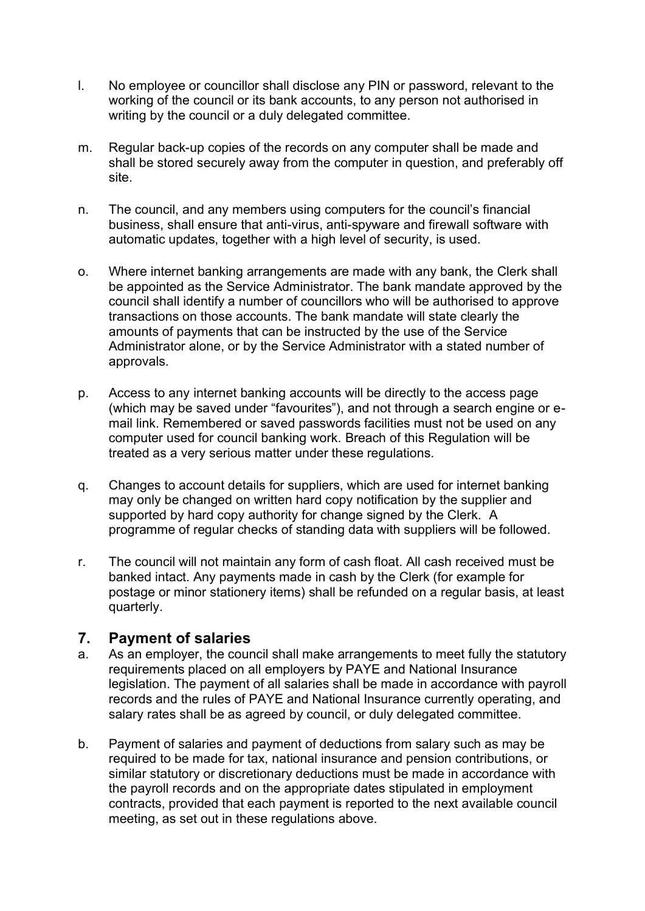l. No employee or councillor shall disclose any PIN or password, relevant to the working of the council or its bank accounts, to any person not authorised in writing by the council or a duly delegated committee.

m. Regular back-up copies of the records on any computer shall be made and shall be stored securely away from the computer in question, and preferably off site.

n. The council, and any members using computers for the council's financial business, shall ensure that anti-virus, anti-spyware and firewall software with automatic updates, together with a high level of security, is used.

o. Where internet banking arrangements are made with any bank, the Clerk shall be appointed as the Service Administrator. The bank mandate approved by the council shall identify a number of councillors who will be authorised to approve transactions on those accounts. The bank mandate will state clearly the amounts of payments that can be instructed by the use of the Service Administrator alone, or by the Service Administrator with a stated number of approvals.

p. Access to any internet banking accounts will be directly to the access page (which may be saved under "favourites"), and not through a search engine or e-mail link. Remembered or saved passwords facilities must not be used on any computer used for council banking work. Breach of this Regulation will be treated as a very serious matter under these regulations.

q. Changes to account details for suppliers, which are used for internet banking may only be changed on written hard copy notification by the supplier and supported by hard copy authority for change signed by the Clerk. A programme of regular checks of standing data with suppliers will be followed.

r. The council will not maintain any form of cash float. All cash received must be banked intact. Any payments made in cash by the Clerk (for example for postage or minor stationery items) shall be refunded on a regular basis, at least quarterly.

## 7. Payment of salaries

a. As an employer, the council shall make arrangements to meet fully the statutory requirements placed on all employers by PAYE and National Insurance legislation. The payment of all salaries shall be made in accordance with payroll records and the rules of PAYE and National Insurance currently operating, and salary rates shall be as agreed by council, or duly delegated committee.

b. Payment of salaries and payment of deductions from salary such as may be required to be made for tax, national insurance and pension contributions, or similar statutory or discretionary deductions must be made in accordance with the payroll records and on the appropriate dates stipulated in employment contracts, provided that each payment is reported to the next available council meeting, as set out in these regulations above.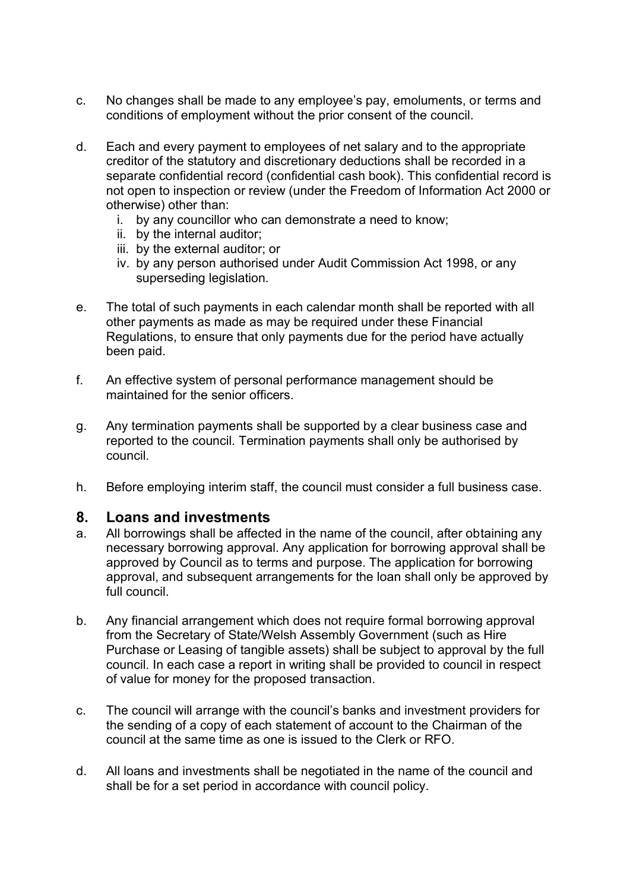c. No changes shall be made to any employee's pay, emoluments, or terms and conditions of employment without the prior consent of the council.

d. Each and every payment to employees of net salary and to the appropriate creditor of the statutory and discretionary deductions shall be recorded in a separate confidential record (confidential cash book). This confidential record is not open to inspection or review (under the Freedom of Information Act 2000 or otherwise) other than:
   i. by any councillor who can demonstrate a need to know;
   ii. by the internal auditor;
   iii. by the external auditor; or
   iv. by any person authorised under Audit Commission Act 1998, or any superseding legislation.

e. The total of such payments in each calendar month shall be reported with all other payments as made as may be required under these Financial Regulations, to ensure that only payments due for the period have actually been paid.

f. An effective system of personal performance management should be maintained for the senior officers.

g. Any termination payments shall be supported by a clear business case and reported to the council. Termination payments shall only be authorised by council.

h. Before employing interim staff, the council must consider a full business case.

## 8. Loans and investments

a. All borrowings shall be affected in the name of the council, after obtaining any necessary borrowing approval. Any application for borrowing approval shall be approved by Council as to terms and purpose. The application for borrowing approval, and subsequent arrangements for the loan shall only be approved by full council.

b. Any financial arrangement which does not require formal borrowing approval from the Secretary of State/Welsh Assembly Government (such as Hire Purchase or Leasing of tangible assets) shall be subject to approval by the full council. In each case a report in writing shall be provided to council in respect of value for money for the proposed transaction.

c. The council will arrange with the council's banks and investment providers for the sending of a copy of each statement of account to the Chairman of the council at the same time as one is issued to the Clerk or RFO.

d. All loans and investments shall be negotiated in the name of the council and shall be for a set period in accordance with council policy.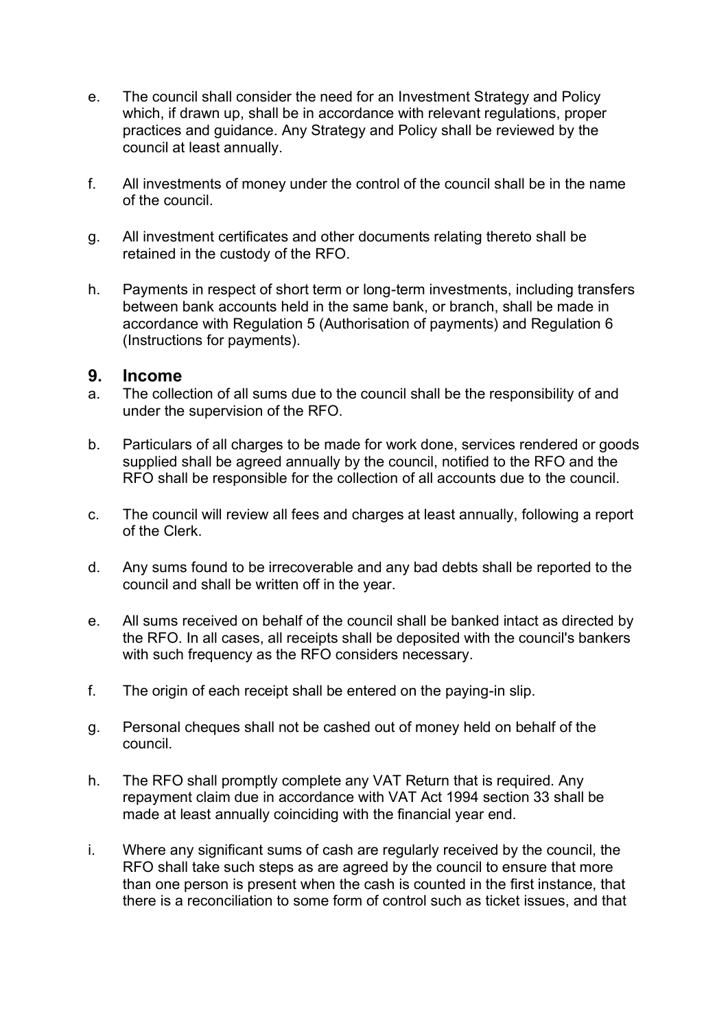e. The council shall consider the need for an Investment Strategy and Policy which, if drawn up, shall be in accordance with relevant regulations, proper practices and guidance. Any Strategy and Policy shall be reviewed by the council at least annually.

f. All investments of money under the control of the council shall be in the name of the council.

g. All investment certificates and other documents relating thereto shall be retained in the custody of the RFO.

h. Payments in respect of short term or long-term investments, including transfers between bank accounts held in the same bank, or branch, shall be made in accordance with Regulation 5 (Authorisation of payments) and Regulation 6 (Instructions for payments).

## 9. Income

a. The collection of all sums due to the council shall be the responsibility of and under the supervision of the RFO.

b. Particulars of all charges to be made for work done, services rendered or goods supplied shall be agreed annually by the council, notified to the RFO and the RFO shall be responsible for the collection of all accounts due to the council.

c. The council will review all fees and charges at least annually, following a report of the Clerk.

d. Any sums found to be irrecoverable and any bad debts shall be reported to the council and shall be written off in the year.

e. All sums received on behalf of the council shall be banked intact as directed by the RFO. In all cases, all receipts shall be deposited with the council's bankers with such frequency as the RFO considers necessary.

f. The origin of each receipt shall be entered on the paying-in slip.

g. Personal cheques shall not be cashed out of money held on behalf of the council.

h. The RFO shall promptly complete any VAT Return that is required. Any repayment claim due in accordance with VAT Act 1994 section 33 shall be made at least annually coinciding with the financial year end.

i. Where any significant sums of cash are regularly received by the council, the RFO shall take such steps as are agreed by the council to ensure that more than one person is present when the cash is counted in the first instance, that there is a reconciliation to some form of control such as ticket issues, and that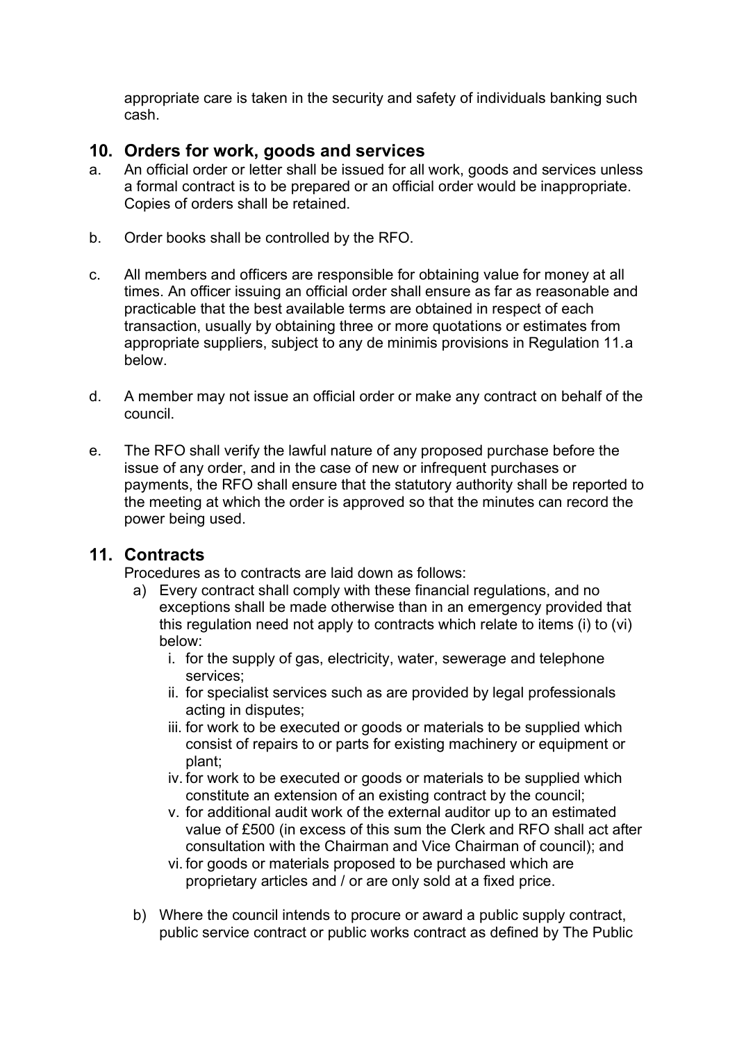appropriate care is taken in the security and safety of individuals banking such cash.

## 10. Orders for work, goods and services

a. An official order or letter shall be issued for all work, goods and services unless a formal contract is to be prepared or an official order would be inappropriate. Copies of orders shall be retained.

b. Order books shall be controlled by the RFO.

c. All members and officers are responsible for obtaining value for money at all times. An officer issuing an official order shall ensure as far as reasonable and practicable that the best available terms are obtained in respect of each transaction, usually by obtaining three or more quotations or estimates from appropriate suppliers, subject to any de minimis provisions in Regulation 11.a below.

d. A member may not issue an official order or make any contract on behalf of the council.

e. The RFO shall verify the lawful nature of any proposed purchase before the issue of any order, and in the case of new or infrequent purchases or payments, the RFO shall ensure that the statutory authority shall be reported to the meeting at which the order is approved so that the minutes can record the power being used.

## 11. Contracts

Procedures as to contracts are laid down as follows:

a) Every contract shall comply with these financial regulations, and no exceptions shall be made otherwise than in an emergency provided that this regulation need not apply to contracts which relate to items (i) to (vi) below:
   i. for the supply of gas, electricity, water, sewerage and telephone services;
   ii. for specialist services such as are provided by legal professionals acting in disputes;
   iii. for work to be executed or goods or materials to be supplied which consist of repairs to or parts for existing machinery or equipment or plant;
   iv. for work to be executed or goods or materials to be supplied which constitute an extension of an existing contract by the council;
   v. for additional audit work of the external auditor up to an estimated value of £500 (in excess of this sum the Clerk and RFO shall act after consultation with the Chairman and Vice Chairman of council); and
   vi. for goods or materials proposed to be purchased which are proprietary articles and / or are only sold at a fixed price.

b) Where the council intends to procure or award a public supply contract, public service contract or public works contract as defined by The Public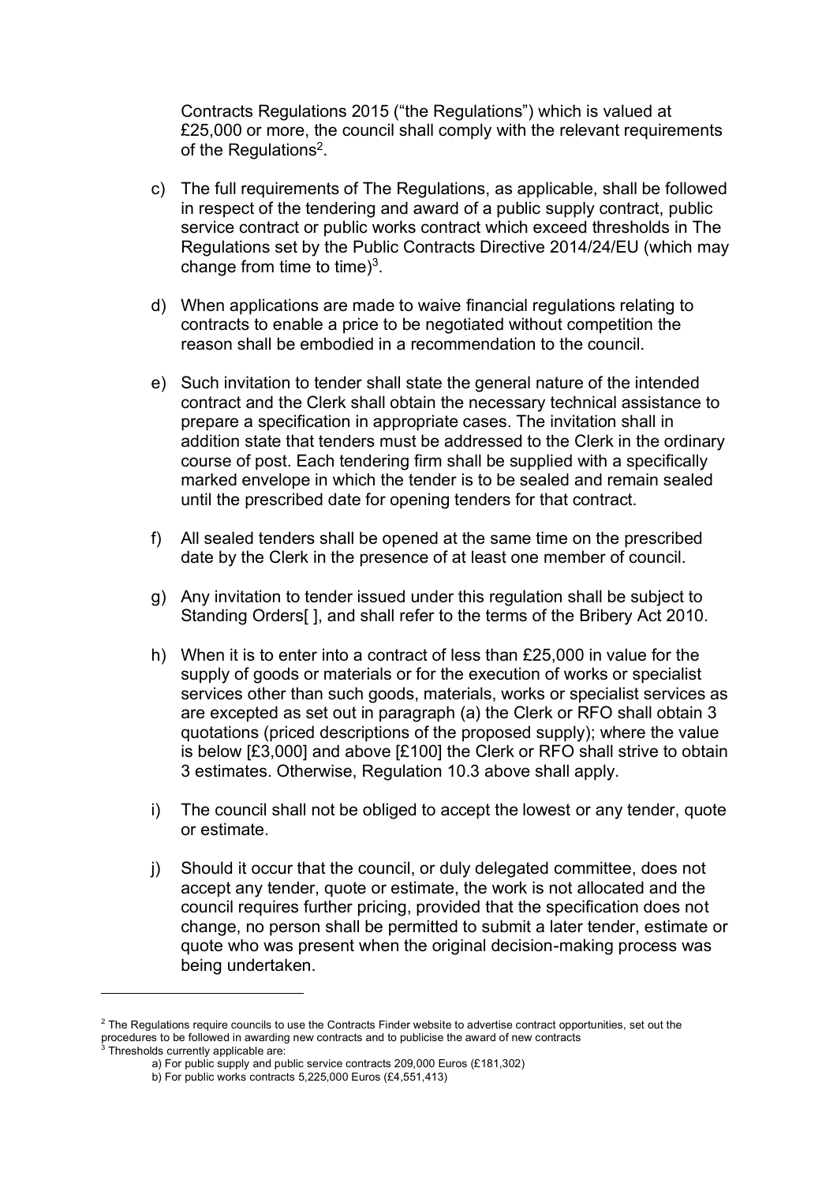Contracts Regulations 2015 ("the Regulations") which is valued at £25,000 or more, the council shall comply with the relevant requirements of the Regulations[2].

c) The full requirements of The Regulations, as applicable, shall be followed in respect of the tendering and award of a public supply contract, public service contract or public works contract which exceed thresholds in The Regulations set by the Public Contracts Directive 2014/24/EU (which may change from time to time)[3].

d) When applications are made to waive financial regulations relating to contracts to enable a price to be negotiated without competition the reason shall be embodied in a recommendation to the council.

e) Such invitation to tender shall state the general nature of the intended contract and the Clerk shall obtain the necessary technical assistance to prepare a specification in appropriate cases. The invitation shall in addition state that tenders must be addressed to the Clerk in the ordinary course of post. Each tendering firm shall be supplied with a specifically marked envelope in which the tender is to be sealed and remain sealed until the prescribed date for opening tenders for that contract.

f) All sealed tenders shall be opened at the same time on the prescribed date by the Clerk in the presence of at least one member of council.

g) Any invitation to tender issued under this regulation shall be subject to Standing Orders[ ], and shall refer to the terms of the Bribery Act 2010.

h) When it is to enter into a contract of less than £25,000 in value for the supply of goods or materials or for the execution of works or specialist services other than such goods, materials, works or specialist services as are excepted as set out in paragraph (a) the Clerk or RFO shall obtain 3 quotations (priced descriptions of the proposed supply); where the value is below [£3,000] and above [£100] the Clerk or RFO shall strive to obtain 3 estimates. Otherwise, Regulation 10.3 above shall apply.

i) The council shall not be obliged to accept the lowest or any tender, quote or estimate.

j) Should it occur that the council, or duly delegated committee, does not accept any tender, quote or estimate, the work is not allocated and the council requires further pricing, provided that the specification does not change, no person shall be permitted to submit a later tender, estimate or quote who was present when the original decision-making process was being undertaken.

---

[2] The Regulations require councils to use the Contracts Finder website to advertise contract opportunities, set out the procedures to be followed in awarding new contracts and to publicise the award of new contracts

[3] Thresholds currently applicable are:

a) For public supply and public service contracts 209,000 Euros (£181,302)

b) For public works contracts 5,225,000 Euros (£4,551,413)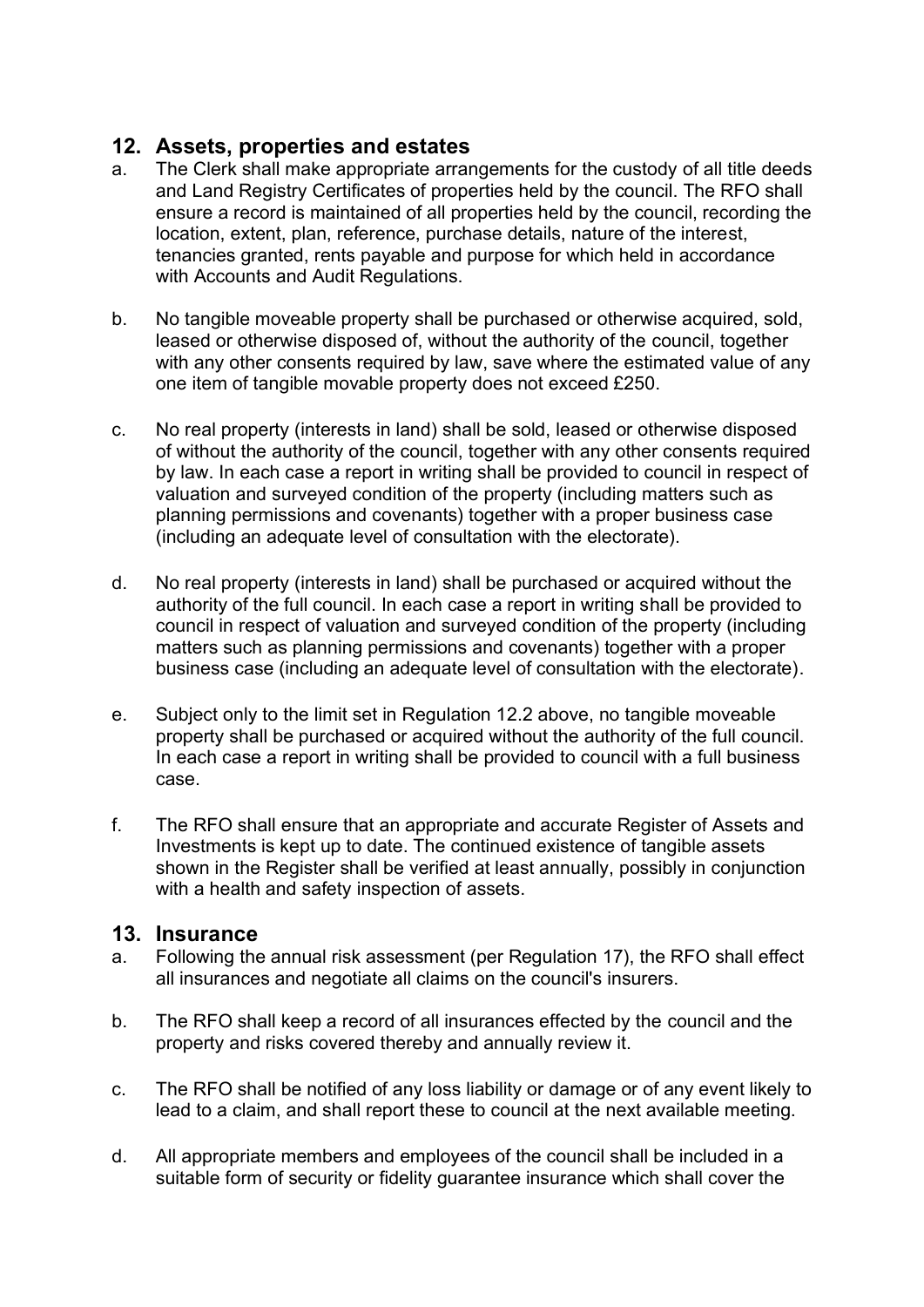## 12. Assets, properties and estates

a. The Clerk shall make appropriate arrangements for the custody of all title deeds and Land Registry Certificates of properties held by the council. The RFO shall ensure a record is maintained of all properties held by the council, recording the location, extent, plan, reference, purchase details, nature of the interest, tenancies granted, rents payable and purpose for which held in accordance with Accounts and Audit Regulations.

b. No tangible moveable property shall be purchased or otherwise acquired, sold, leased or otherwise disposed of, without the authority of the council, together with any other consents required by law, save where the estimated value of any one item of tangible movable property does not exceed £250.

c. No real property (interests in land) shall be sold, leased or otherwise disposed of without the authority of the council, together with any other consents required by law. In each case a report in writing shall be provided to council in respect of valuation and surveyed condition of the property (including matters such as planning permissions and covenants) together with a proper business case (including an adequate level of consultation with the electorate).

d. No real property (interests in land) shall be purchased or acquired without the authority of the full council. In each case a report in writing shall be provided to council in respect of valuation and surveyed condition of the property (including matters such as planning permissions and covenants) together with a proper business case (including an adequate level of consultation with the electorate).

e. Subject only to the limit set in Regulation 12.2 above, no tangible moveable property shall be purchased or acquired without the authority of the full council. In each case a report in writing shall be provided to council with a full business case.

f. The RFO shall ensure that an appropriate and accurate Register of Assets and Investments is kept up to date. The continued existence of tangible assets shown in the Register shall be verified at least annually, possibly in conjunction with a health and safety inspection of assets.

## 13. Insurance

a. Following the annual risk assessment (per Regulation 17), the RFO shall effect all insurances and negotiate all claims on the council's insurers.

b. The RFO shall keep a record of all insurances effected by the council and the property and risks covered thereby and annually review it.

c. The RFO shall be notified of any loss liability or damage or of any event likely to lead to a claim, and shall report these to council at the next available meeting.

d. All appropriate members and employees of the council shall be included in a suitable form of security or fidelity guarantee insurance which shall cover the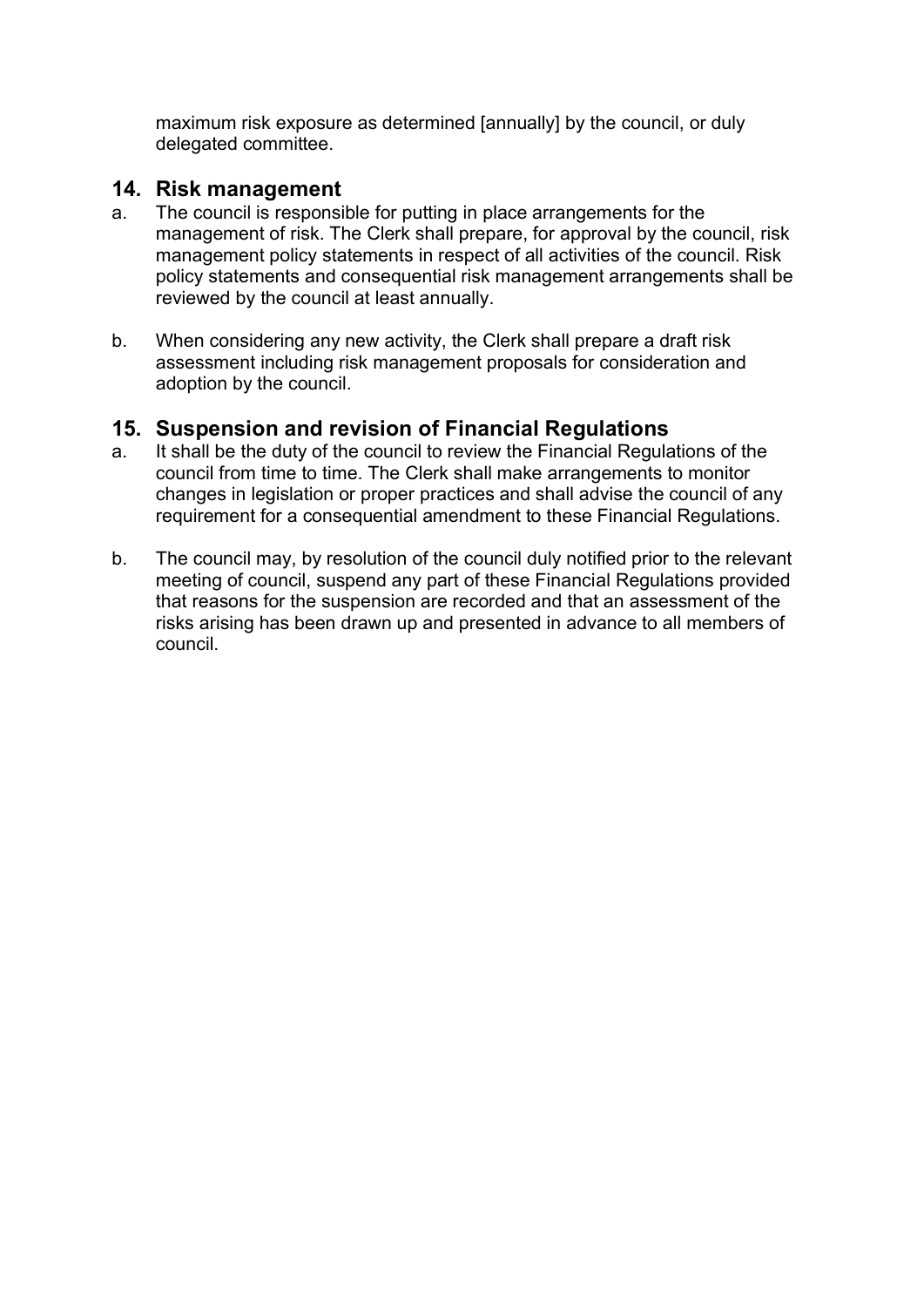maximum risk exposure as determined [annually] by the council, or duly delegated committee.

## 14. Risk management

a. The council is responsible for putting in place arrangements for the management of risk. The Clerk shall prepare, for approval by the council, risk management policy statements in respect of all activities of the council. Risk policy statements and consequential risk management arrangements shall be reviewed by the council at least annually.

b. When considering any new activity, the Clerk shall prepare a draft risk assessment including risk management proposals for consideration and adoption by the council.

## 15. Suspension and revision of Financial Regulations

a. It shall be the duty of the council to review the Financial Regulations of the council from time to time. The Clerk shall make arrangements to monitor changes in legislation or proper practices and shall advise the council of any requirement for a consequential amendment to these Financial Regulations.

b. The council may, by resolution of the council duly notified prior to the relevant meeting of council, suspend any part of these Financial Regulations provided that reasons for the suspension are recorded and that an assessment of the risks arising has been drawn up and presented in advance to all members of council.